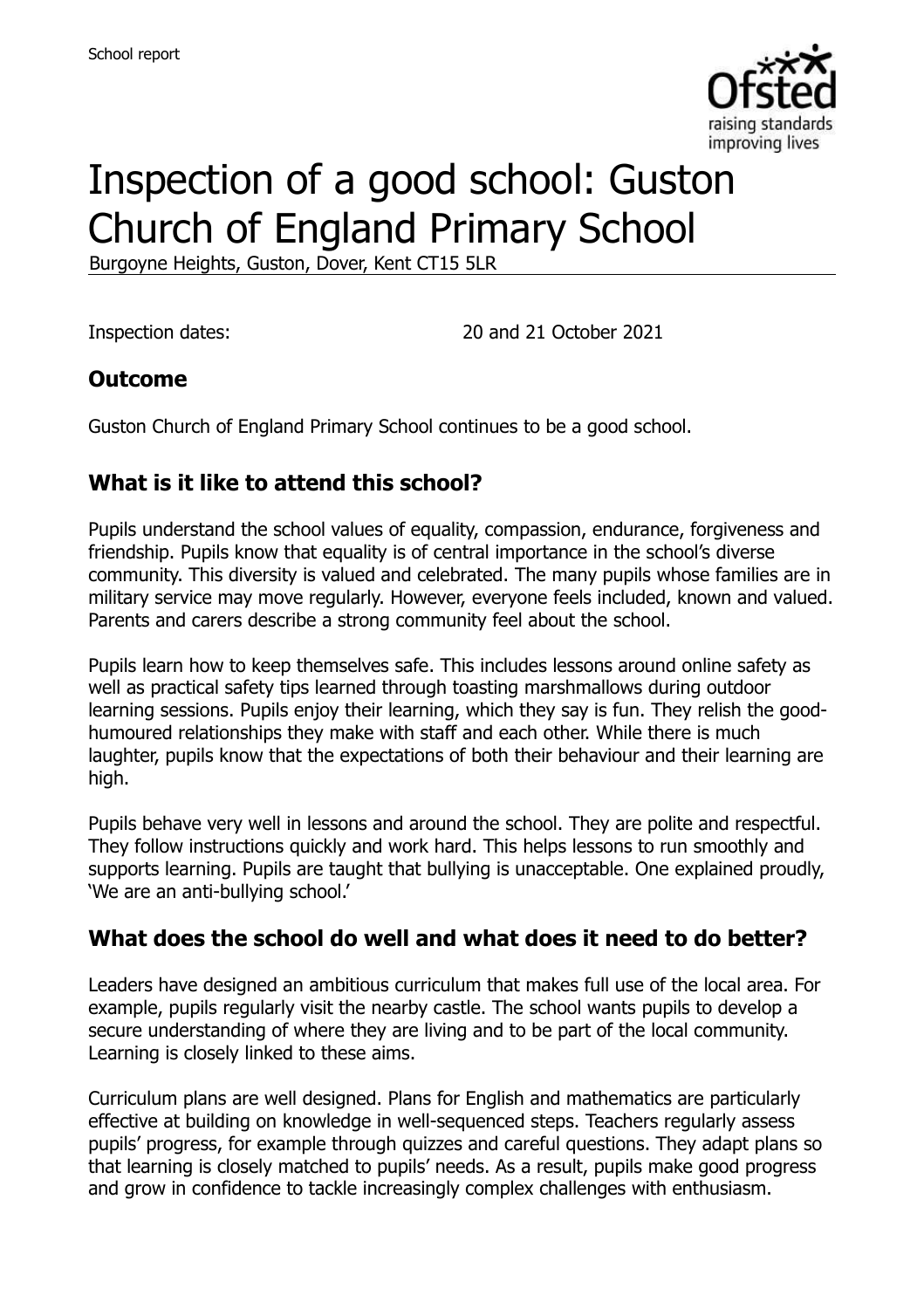School report

# Inspection of a good school: Guston Church of England Primary School

Burgoyne Heights, Guston, Dover, Kent CT15 5LR

Inspection dates: 20 and 21 October 2021

## Outcome

Guston Church of England Primary School continues to be a good school.

## What is it like to attend this school?

Pupils understand the school values of equality, compassion, endurance, forgiveness and friendship. Pupils know that equality is of central importance in the school's diverse community. This diversity is valued and celebrated. The many pupils whose families are in military service may move regularly. However, everyone feels included, known and valued. Parents and carers describe a strong community feel about the school.

Pupils learn how to keep themselves safe. This includes lessons around online safety as well as practical safety tips learned through toasting marshmallows during outdoor learning sessions. Pupils enjoy their learning, which they say is fun. They relish the good-humoured relationships they make with staff and each other. While there is much laughter, pupils know that the expectations of both their behaviour and their learning are high.

Pupils behave very well in lessons and around the school. They are polite and respectful. They follow instructions quickly and work hard. This helps lessons to run smoothly and supports learning. Pupils are taught that bullying is unacceptable. One explained proudly, 'We are an anti-bullying school.'

## What does the school do well and what does it need to do better?

Leaders have designed an ambitious curriculum that makes full use of the local area. For example, pupils regularly visit the nearby castle. The school wants pupils to develop a secure understanding of where they are living and to be part of the local community. Learning is closely linked to these aims.

Curriculum plans are well designed. Plans for English and mathematics are particularly effective at building on knowledge in well-sequenced steps. Teachers regularly assess pupils' progress, for example through quizzes and careful questions. They adapt plans so that learning is closely matched to pupils' needs. As a result, pupils make good progress and grow in confidence to tackle increasingly complex challenges with enthusiasm.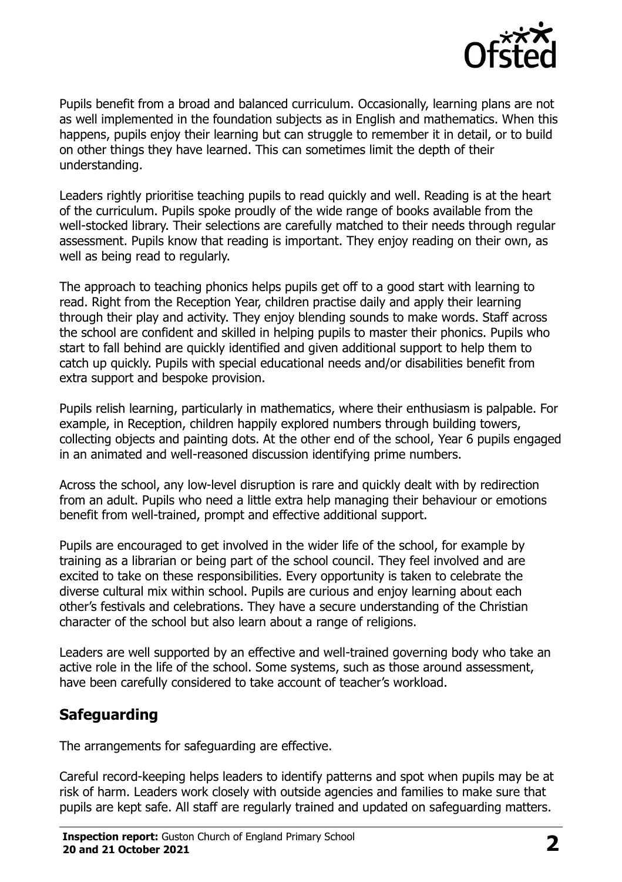Pupils benefit from a broad and balanced curriculum. Occasionally, learning plans are not as well implemented in the foundation subjects as in English and mathematics. When this happens, pupils enjoy their learning but can struggle to remember it in detail, or to build on other things they have learned. This can sometimes limit the depth of their understanding.

Leaders rightly prioritise teaching pupils to read quickly and well. Reading is at the heart of the curriculum. Pupils spoke proudly of the wide range of books available from the well-stocked library. Their selections are carefully matched to their needs through regular assessment. Pupils know that reading is important. They enjoy reading on their own, as well as being read to regularly.

The approach to teaching phonics helps pupils get off to a good start with learning to read. Right from the Reception Year, children practise daily and apply their learning through their play and activity. They enjoy blending sounds to make words. Staff across the school are confident and skilled in helping pupils to master their phonics. Pupils who start to fall behind are quickly identified and given additional support to help them to catch up quickly. Pupils with special educational needs and/or disabilities benefit from extra support and bespoke provision.

Pupils relish learning, particularly in mathematics, where their enthusiasm is palpable. For example, in Reception, children happily explored numbers through building towers, collecting objects and painting dots. At the other end of the school, Year 6 pupils engaged in an animated and well-reasoned discussion identifying prime numbers.

Across the school, any low-level disruption is rare and quickly dealt with by redirection from an adult. Pupils who need a little extra help managing their behaviour or emotions benefit from well-trained, prompt and effective additional support.

Pupils are encouraged to get involved in the wider life of the school, for example by training as a librarian or being part of the school council. They feel involved and are excited to take on these responsibilities. Every opportunity is taken to celebrate the diverse cultural mix within school. Pupils are curious and enjoy learning about each other's festivals and celebrations. They have a secure understanding of the Christian character of the school but also learn about a range of religions.

Leaders are well supported by an effective and well-trained governing body who take an active role in the life of the school. Some systems, such as those around assessment, have been carefully considered to take account of teacher's workload.

## Safeguarding

The arrangements for safeguarding are effective.

Careful record-keeping helps leaders to identify patterns and spot when pupils may be at risk of harm. Leaders work closely with outside agencies and families to make sure that pupils are kept safe. All staff are regularly trained and updated on safeguarding matters.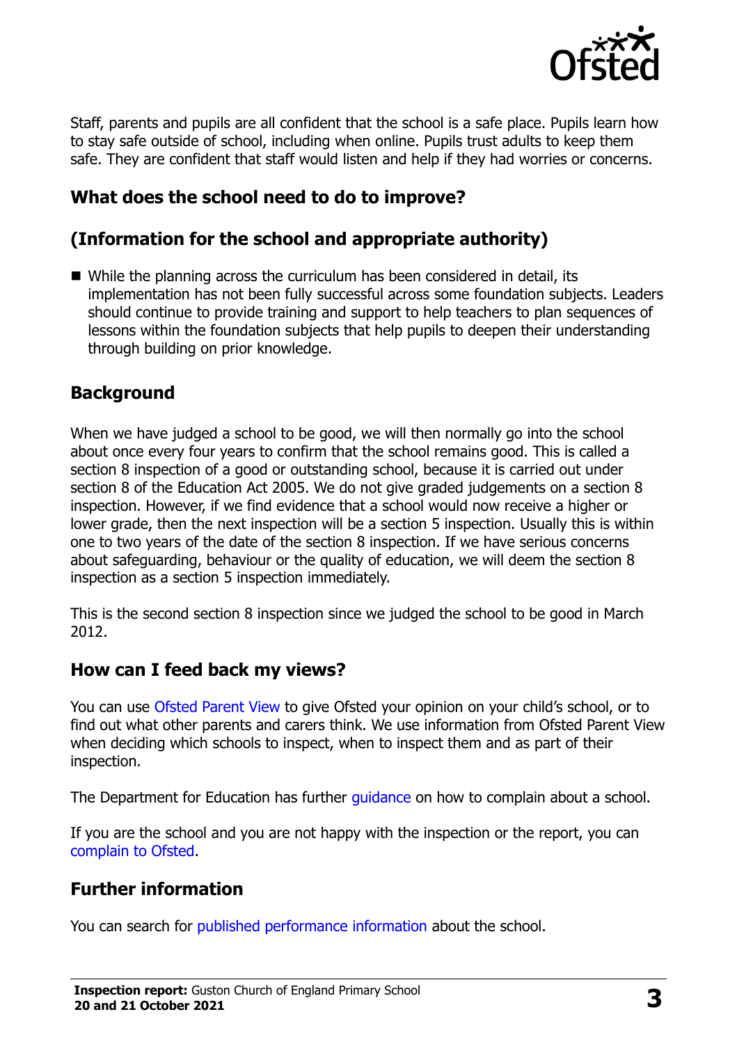Staff, parents and pupils are all confident that the school is a safe place. Pupils learn how to stay safe outside of school, including when online. Pupils trust adults to keep them safe. They are confident that staff would listen and help if they had worries or concerns.

## What does the school need to do to improve?

## (Information for the school and appropriate authority)

- While the planning across the curriculum has been considered in detail, its implementation has not been fully successful across some foundation subjects. Leaders should continue to provide training and support to help teachers to plan sequences of lessons within the foundation subjects that help pupils to deepen their understanding through building on prior knowledge.

## Background

When we have judged a school to be good, we will then normally go into the school about once every four years to confirm that the school remains good. This is called a section 8 inspection of a good or outstanding school, because it is carried out under section 8 of the Education Act 2005. We do not give graded judgements on a section 8 inspection. However, if we find evidence that a school would now receive a higher or lower grade, then the next inspection will be a section 5 inspection. Usually this is within one to two years of the date of the section 8 inspection. If we have serious concerns about safeguarding, behaviour or the quality of education, we will deem the section 8 inspection as a section 5 inspection immediately.

This is the second section 8 inspection since we judged the school to be good in March 2012.

## How can I feed back my views?

You can use Ofsted Parent View to give Ofsted your opinion on your child's school, or to find out what other parents and carers think. We use information from Ofsted Parent View when deciding which schools to inspect, when to inspect them and as part of their inspection.

The Department for Education has further guidance on how to complain about a school.

If you are the school and you are not happy with the inspection or the report, you can complain to Ofsted.

## Further information

You can search for published performance information about the school.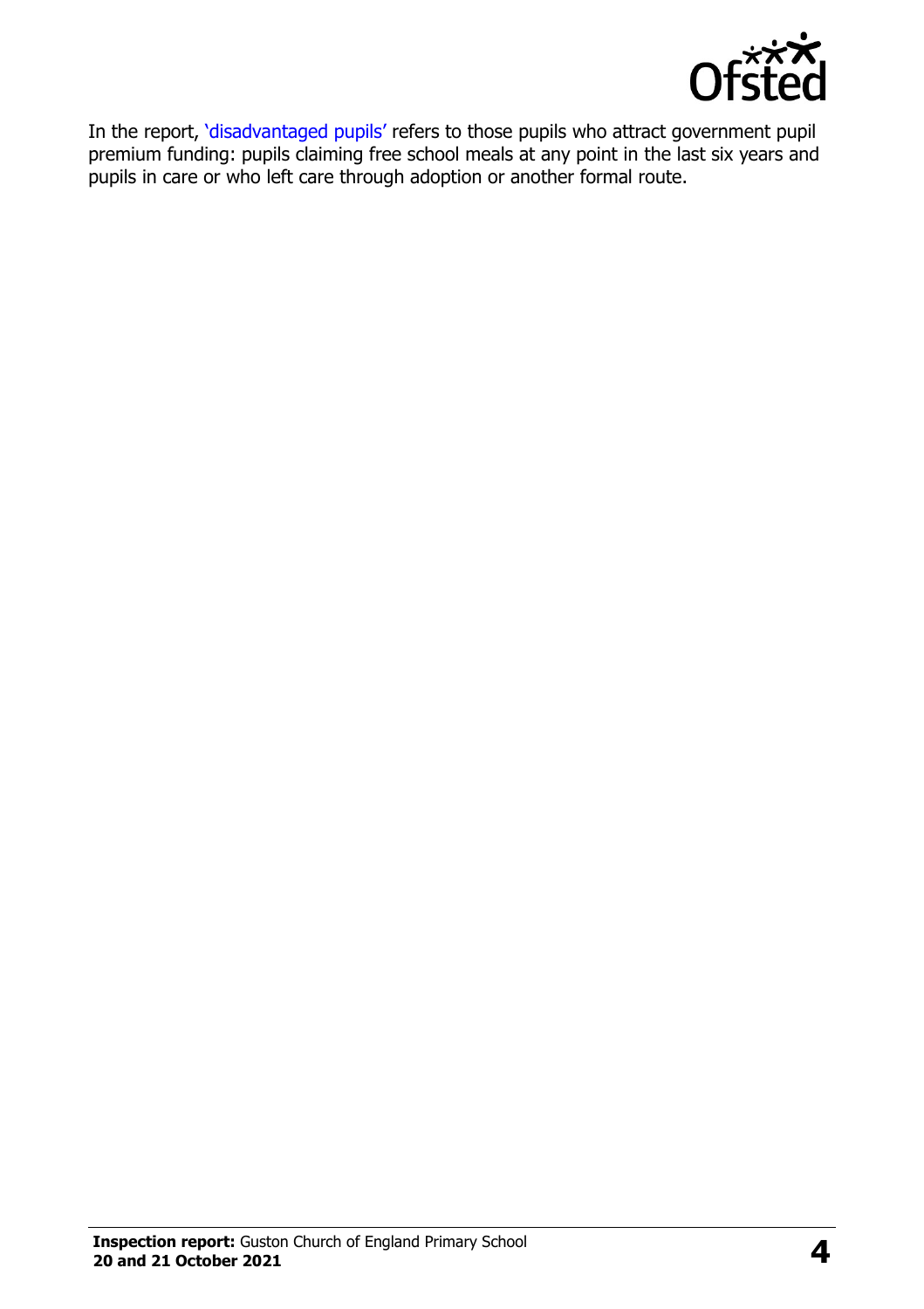In the report, 'disadvantaged pupils' refers to those pupils who attract government pupil premium funding: pupils claiming free school meals at any point in the last six years and pupils in care or who left care through adoption or another formal route.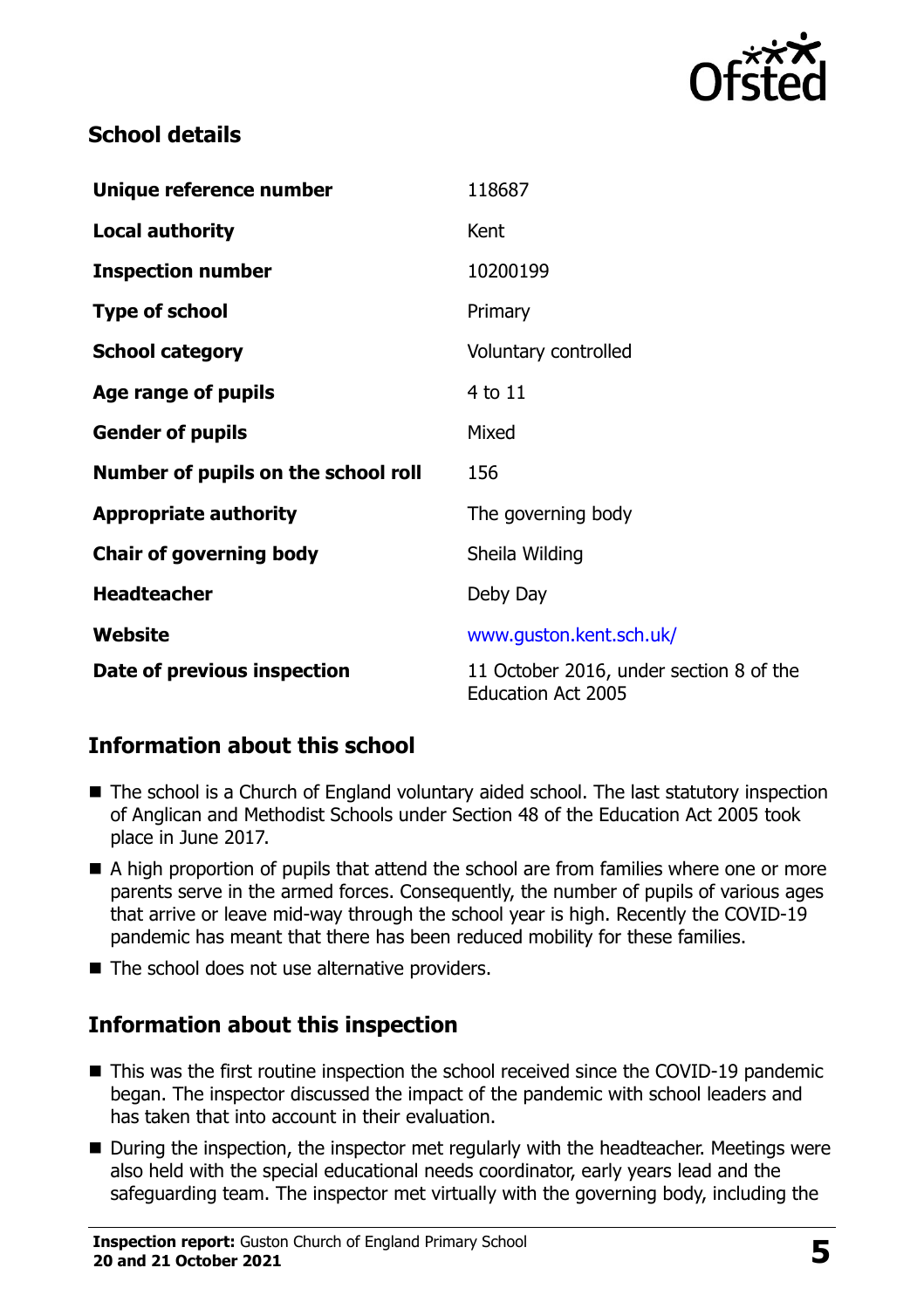## School details

| | |
|---|---|
| **Unique reference number** | 118687 |
| **Local authority** | Kent |
| **Inspection number** | 10200199 |
| **Type of school** | Primary |
| **School category** | Voluntary controlled |
| **Age range of pupils** | 4 to 11 |
| **Gender of pupils** | Mixed |
| **Number of pupils on the school roll** | 156 |
| **Appropriate authority** | The governing body |
| **Chair of governing body** | Sheila Wilding |
| **Headteacher** | Deby Day |
| **Website** | www.guston.kent.sch.uk/ |
| **Date of previous inspection** | 11 October 2016, under section 8 of the Education Act 2005 |

## Information about this school

- The school is a Church of England voluntary aided school. The last statutory inspection of Anglican and Methodist Schools under Section 48 of the Education Act 2005 took place in June 2017.
- A high proportion of pupils that attend the school are from families where one or more parents serve in the armed forces. Consequently, the number of pupils of various ages that arrive or leave mid-way through the school year is high. Recently the COVID-19 pandemic has meant that there has been reduced mobility for these families.
- The school does not use alternative providers.

## Information about this inspection

- This was the first routine inspection the school received since the COVID-19 pandemic began. The inspector discussed the impact of the pandemic with school leaders and has taken that into account in their evaluation.
- During the inspection, the inspector met regularly with the headteacher. Meetings were also held with the special educational needs coordinator, early years lead and the safeguarding team. The inspector met virtually with the governing body, including the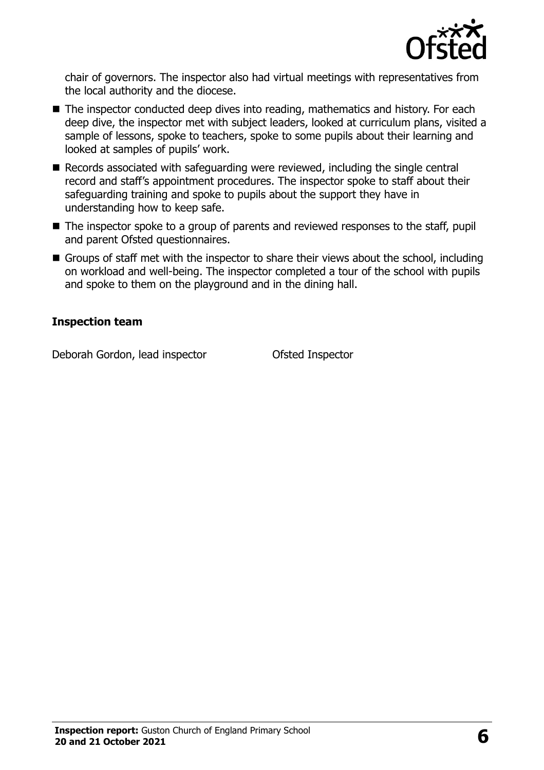chair of governors. The inspector also had virtual meetings with representatives from the local authority and the diocese.

- The inspector conducted deep dives into reading, mathematics and history. For each deep dive, the inspector met with subject leaders, looked at curriculum plans, visited a sample of lessons, spoke to teachers, spoke to some pupils about their learning and looked at samples of pupils' work.
- Records associated with safeguarding were reviewed, including the single central record and staff's appointment procedures. The inspector spoke to staff about their safeguarding training and spoke to pupils about the support they have in understanding how to keep safe.
- The inspector spoke to a group of parents and reviewed responses to the staff, pupil and parent Ofsted questionnaires.
- Groups of staff met with the inspector to share their views about the school, including on workload and well-being. The inspector completed a tour of the school with pupils and spoke to them on the playground and in the dining hall.

### Inspection team

| | |
|---|---|
| Deborah Gordon, lead inspector | Ofsted Inspector |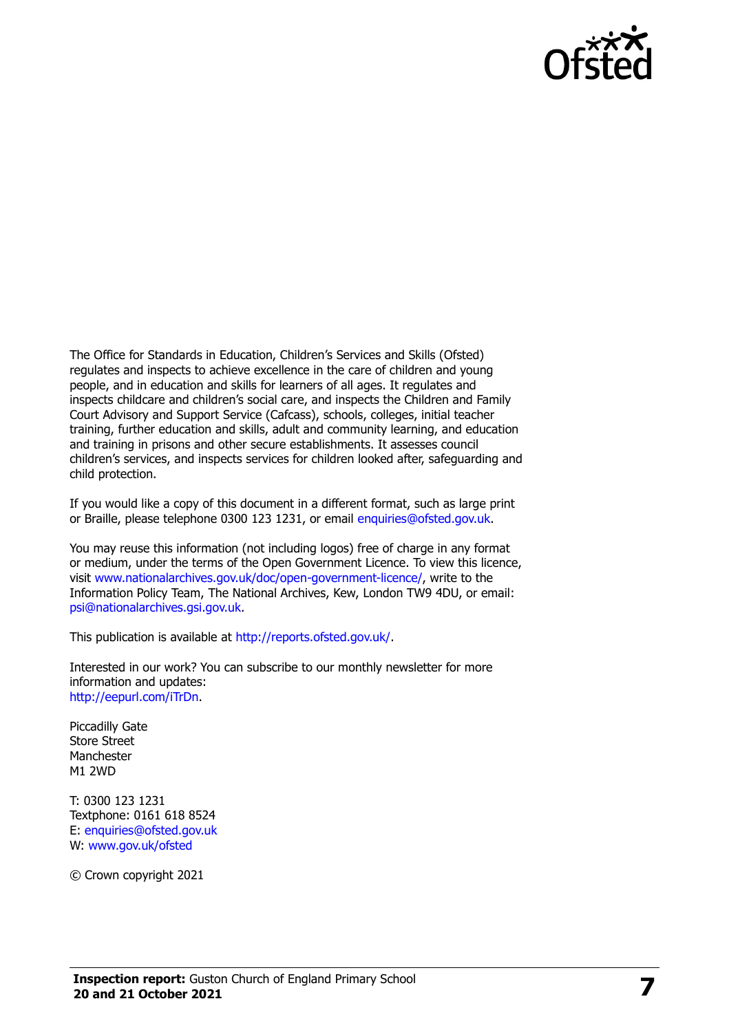The Office for Standards in Education, Children's Services and Skills (Ofsted) regulates and inspects to achieve excellence in the care of children and young people, and in education and skills for learners of all ages. It regulates and inspects childcare and children's social care, and inspects the Children and Family Court Advisory and Support Service (Cafcass), schools, colleges, initial teacher training, further education and skills, adult and community learning, and education and training in prisons and other secure establishments. It assesses council children's services, and inspects services for children looked after, safeguarding and child protection.

If you would like a copy of this document in a different format, such as large print or Braille, please telephone 0300 123 1231, or email enquiries@ofsted.gov.uk.

You may reuse this information (not including logos) free of charge in any format or medium, under the terms of the Open Government Licence. To view this licence, visit www.nationalarchives.gov.uk/doc/open-government-licence/, write to the Information Policy Team, The National Archives, Kew, London TW9 4DU, or email: psi@nationalarchives.gsi.gov.uk.

This publication is available at http://reports.ofsted.gov.uk/.

Interested in our work? You can subscribe to our monthly newsletter for more information and updates:
http://eepurl.com/iTrDn.

Piccadilly Gate
Store Street
Manchester
M1 2WD

T: 0300 123 1231
Textphone: 0161 618 8524
E: enquiries@ofsted.gov.uk
W: www.gov.uk/ofsted

© Crown copyright 2021